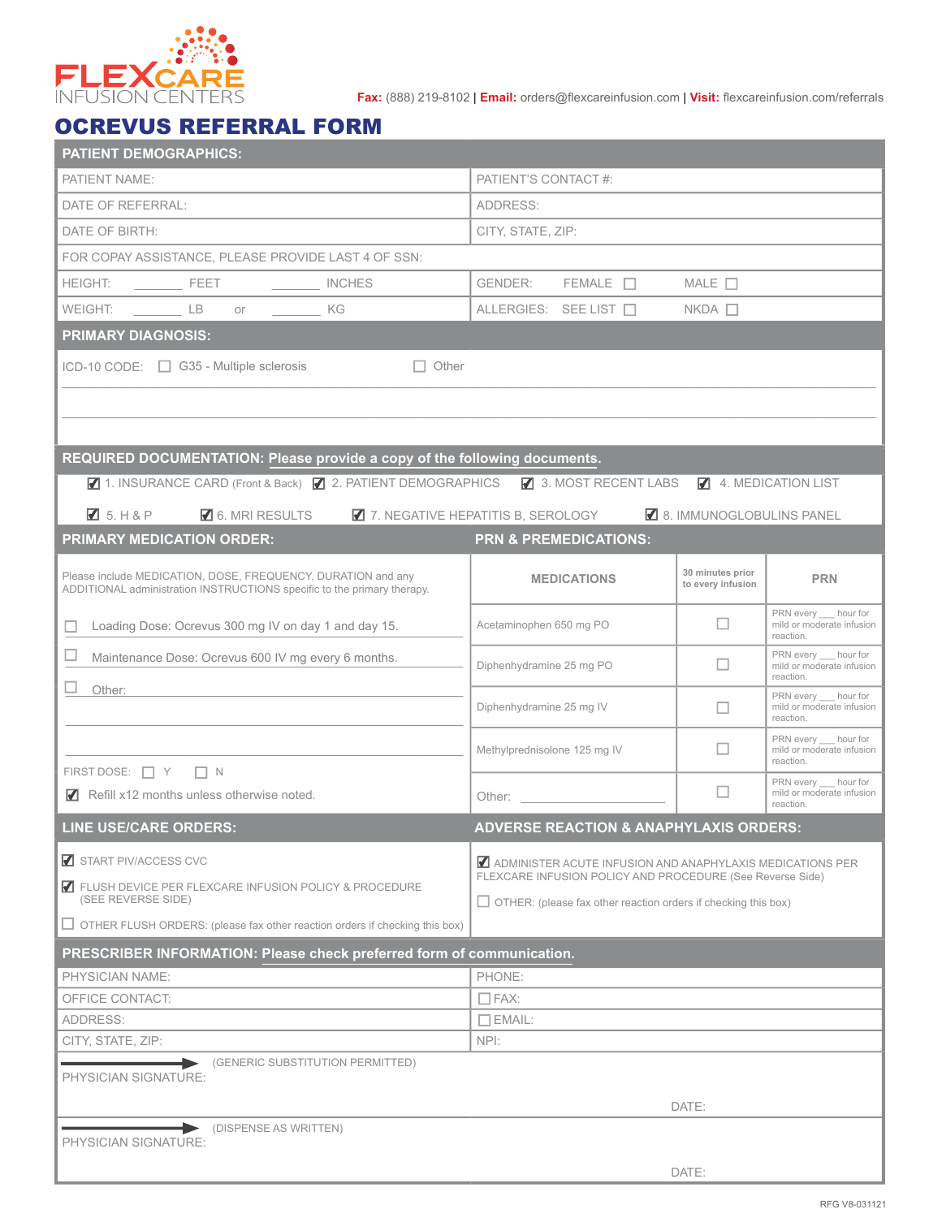FLEXCARE INFUSION CENTERS

**Fax:** (888) 219-8102 | **Email:** orders@flexcareinfusion.com | **Visit:** flexcareinfusion.com/referrals

# OCREVUS REFERRAL FORM

## PATIENT DEMOGRAPHICS:

| | |
|---|---|
| PATIENT NAME: | PATIENT'S CONTACT #: |
| DATE OF REFERRAL: | ADDRESS: |
| DATE OF BIRTH: | CITY, STATE, ZIP: |
| FOR COPAY ASSISTANCE, PLEASE PROVIDE LAST 4 OF SSN: | |
| HEIGHT: _______ FEET _______ INCHES | GENDER: FEMALE ☐ MALE ☐ |
| WEIGHT: _______ LB or _______ KG | ALLERGIES: SEE LIST ☐ NKDA ☐ |

## PRIMARY DIAGNOSIS:

ICD-10 CODE: ☐ G35 - Multiple sclerosis ☐ Other

______________________________________________

______________________________________________

## REQUIRED DOCUMENTATION: Please provide a copy of the following documents.

- ☑ 1. INSURANCE CARD (Front & Back)
- ☑ 2. PATIENT DEMOGRAPHICS
- ☑ 3. MOST RECENT LABS
- ☑ 4. MEDICATION LIST
- ☑ 5. H & P
- ☑ 6. MRI RESULTS
- ☑ 7. NEGATIVE HEPATITIS B, SEROLOGY
- ☑ 8. IMMUNOGLOBULINS PANEL

## PRIMARY MEDICATION ORDER:

Please include MEDICATION, DOSE, FREQUENCY, DURATION and any ADDITIONAL administration INSTRUCTIONS specific to the primary therapy.

- ☐ Loading Dose: Ocrevus 300 mg IV on day 1 and day 15.
- ☐ Maintenance Dose: Ocrevus 600 IV mg every 6 months.
- ☐ Other: ______________________________________________

______________________________________________

______________________________________________

FIRST DOSE: ☐ Y ☐ N

☑ Refill x12 months unless otherwise noted.

## PRN & PREMEDICATIONS:

| MEDICATIONS | 30 minutes prior to every infusion | PRN |
|---|---|---|
| Acetaminophen 650 mg PO | ☐ | PRN every ___ hour for mild or moderate infusion reaction. |
| Diphenhydramine 25 mg PO | ☐ | PRN every ___ hour for mild or moderate infusion reaction. |
| Diphenhydramine 25 mg IV | ☐ | PRN every ___ hour for mild or moderate infusion reaction. |
| Methylprednisolone 125 mg IV | ☐ | PRN every ___ hour for mild or moderate infusion reaction. |
| Other: ______________ | ☐ | PRN every ___ hour for mild or moderate infusion reaction. |

## LINE USE/CARE ORDERS:

- ☑ START PIV/ACCESS CVC
- ☑ FLUSH DEVICE PER FLEXCARE INFUSION POLICY & PROCEDURE (SEE REVERSE SIDE)
- ☐ OTHER FLUSH ORDERS: (please fax other reaction orders if checking this box)

## ADVERSE REACTION & ANAPHYLAXIS ORDERS:

- ☑ ADMINISTER ACUTE INFUSION AND ANAPHYLAXIS MEDICATIONS PER FLEXCARE INFUSION POLICY AND PROCEDURE (See Reverse Side)
- ☐ OTHER: (please fax other reaction orders if checking this box)

## PRESCRIBER INFORMATION: Please check preferred form of communication.

| | |
|---|---|
| PHYSICIAN NAME: | PHONE: |
| OFFICE CONTACT: | ☐ FAX: |
| ADDRESS: | ☐ EMAIL: |
| CITY, STATE, ZIP: | NPI: |

→ (GENERIC SUBSTITUTION PERMITTED)

PHYSICIAN SIGNATURE: DATE:

→ (DISPENSE AS WRITTEN)

PHYSICIAN SIGNATURE: DATE:

RFG V8-031121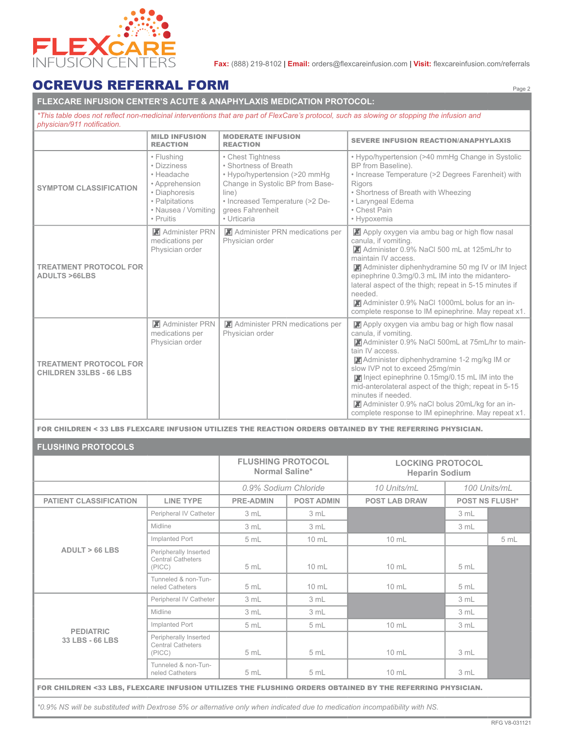# OCREVUS REFERRAL FORM

**Fax:** (888) 219-8102 | **Email:** orders@flexcareinfusion.com | **Visit:** flexcareinfusion.com/referrals

## FLEXCARE INFUSION CENTER'S ACUTE & ANAPHYLAXIS MEDICATION PROTOCOL:

*\*This table does not reflect non-medicinal interventions that are part of FlexCare's protocol, such as slowing or stopping the infusion and physician/911 notification.*

| | MILD INFUSION REACTION | MODERATE INFUSION REACTION | SEVERE INFUSION REACTION/ANAPHYLAXIS |
|---|---|---|---|
| **SYMPTOM CLASSIFICATION** | • Flushing<br>• Dizziness<br>• Headache<br>• Apprehension<br>• Diaphoresis<br>• Palpitations<br>• Nausea / Vomiting<br>• Pruitis | • Chest Tightness<br>• Shortness of Breath<br>• Hypo/hypertension (>20 mmHg Change in Systolic BP from Baseline)<br>• Increased Temperature (>2 Degrees Fahrenheit)<br>• Urticaria | • Hypo/hypertension (>40 mmHg Change in Systolic BP from Baseline).<br>• Increase Temperature (>2 Degrees Farenheit) with Rigors<br>• Shortness of Breath with Wheezing<br>• Laryngeal Edema<br>• Chest Pain<br>• Hypoxemia |
| **TREATMENT PROTOCOL FOR ADULTS >66LBS** | ☒ Administer PRN medications per Physician order | ☒ Administer PRN medications per Physician order | ☒ Apply oxygen via ambu bag or high flow nasal canula, if vomiting.<br>☒ Administer 0.9% NaCl 500 mL at 125mL/hr to maintain IV access.<br>☒ Administer diphenhydramine 50 mg IV or IM Inject epinephrine 0.3mg/0.3 mL IM into the midantero-lateral aspect of the thigh; repeat in 5-15 minutes if needed.<br>☒ Administer 0.9% NaCl 1000mL bolus for an in-complete response to IM epinephrine. May repeat x1. |
| **TREATMENT PROTOCOL FOR CHILDREN 33LBS - 66 LBS** | ☒ Administer PRN medications per Physician order | ☒ Administer PRN medications per Physician order | ☒ Apply oxygen via ambu bag or high flow nasal canula, if vomiting.<br>☒ Administer 0.9% NaCl 500mL at 75mL/hr to maintain IV access.<br>☒ Administer diphenhydramine 1-2 mg/kg IM or slow IVP not to exceed 25mg/min<br>☒ Inject epinephrine 0.15mg/0.15 mL IM into the mid-anterolateral aspect of the thigh; repeat in 5-15 minutes if needed.<br>☒ Administer 0.9% naCl bolus 20mL/kg for an in-complete response to IM epinephrine. May repeat x1. |

**FOR CHILDREN < 33 LBS FLEXCARE INFUSION UTILIZES THE REACTION ORDERS OBTAINED BY THE REFERRING PHYSICIAN.**

## FLUSHING PROTOCOLS

| | | FLUSHING PROTOCOL Normal Saline* | | LOCKING PROTOCOL Heparin Sodium | | |
|---|---|---|---|---|---|---|
| | | *0.9% Sodium Chloride* | | *10 Units/mL* | *100 Units/mL* | |
| **PATIENT CLASSIFICATION** | **LINE TYPE** | **PRE-ADMIN** | **POST ADMIN** | **POST LAB DRAW** | **POST NS FLUSH\*** | |
| **ADULT > 66 LBS** | Peripheral IV Catheter | 3 mL | 3 mL | | 3 mL | |
| | Midline | 3 mL | 3 mL | | 3 mL | |
| | Implanted Port | 5 mL | 10 mL | 10 mL | | 5 mL |
| | Peripherally Inserted Central Catheters (PICC) | 5 mL | 10 mL | 10 mL | 5 mL | |
| | Tunneled & non-Tunneled Catheters | 5 mL | 10 mL | 10 mL | 5 mL | |
| **PEDIATRIC 33 LBS - 66 LBS** | Peripheral IV Catheter | 3 mL | 3 mL | | 3 mL | |
| | Midline | 3 mL | 3 mL | | 3 mL | |
| | Implanted Port | 5 mL | 5 mL | 10 mL | 3 mL | |
| | Peripherally Inserted Central Catheters (PICC) | 5 mL | 5 mL | 10 mL | 3 mL | |
| | Tunneled & non-Tunneled Catheters | 5 mL | 5 mL | 10 mL | 3 mL | |

**FOR CHILDREN <33 LBS, FLEXCARE INFUSION UTILIZES THE FLUSHING ORDERS OBTAINED BY THE REFERRING PHYSICIAN.**

*\*0.9% NS will be substituted with Dextrose 5% or alternative only when indicated due to medication incompatibility with NS.*

RFG V8-031121